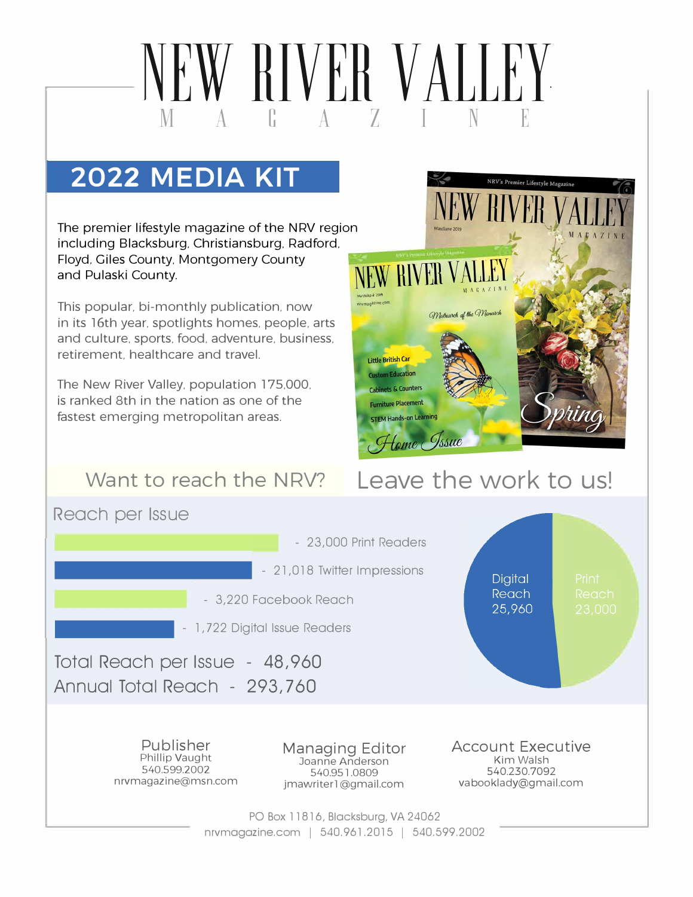# NEW RIVER VALLEY MAGAZINE

## 2022 MEDIA KIT

The premier lifestyle magazine of the NRV region including Blacksburg, Christiansburg, Radford, Floyd, Giles County, Montgomery County and Pulaski County.

This popular, bi-monthly publication, now in its 16th year, spotlights homes, people, arts and culture, sports, food, adventure, business, retirement, healthcare and travel.

The New River Valley, population 175,000, is ranked 8th in the nation as one of the fastest emerging metropolitan areas.

## Want to reach the NRV? Leave the work to us!

### Reach per Issue

- 23,000 Print Readers
- 21,018 Twitter Impressions
- 3,220 Facebook Reach
- 1,722 Digital Issue Readers

Digital Reach 25,960

Print Reach 23,000

Total Reach per Issue - 48,960

Annual Total Reach - 293,760

**Publisher**
Phillip Vaught
540.599.2002
nrvmagazine@msn.com

**Managing Editor**
Joanne Anderson
540.951.0809
jmawriter1@gmail.com

**Account Executive**
Kim Walsh
540.230.7092
vabooklady@gmail.com

PO Box 11816, Blacksburg, VA 24062
nrvmagazine.com | 540.961.2015 | 540.599.2002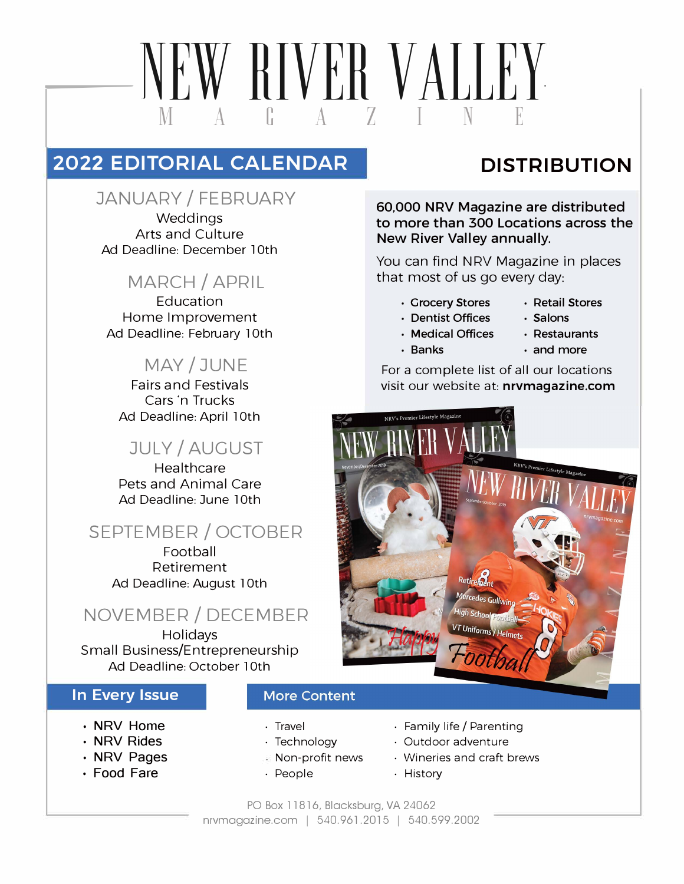# NEW RIVER VALLEY MAGAZINE

## 2022 EDITORIAL CALENDAR

### JANUARY / FEBRUARY
Weddings
Arts and Culture
Ad Deadline: December 10th

### MARCH / APRIL
Education
Home Improvement
Ad Deadline: February 10th

### MAY / JUNE
Fairs and Festivals
Cars 'n Trucks
Ad Deadline: April 10th

### JULY / AUGUST
Healthcare
Pets and Animal Care
Ad Deadline: June 10th

### SEPTEMBER / OCTOBER
Football
Retirement
Ad Deadline: August 10th

### NOVEMBER / DECEMBER
Holidays
Small Business/Entrepreneurship
Ad Deadline: October 10th

## DISTRIBUTION

**60,000 NRV Magazine are distributed to more than 300 Locations across the New River Valley annually.**

You can find NRV Magazine in places that most of us go every day:

- **Grocery Stores**
- **Dentist Offices**
- **Medical Offices**
- **Banks**
- **Retail Stores**
- **Salons**
- **Restaurants**
- **and more**

For a complete list of all our locations visit our website at: **nrvmagazine.com**

## In Every Issue

- NRV Home
- NRV Rides
- NRV Pages
- Food Fare

## More Content

- Travel
- Technology
- Non-profit news
- People
- Family life / Parenting
- Outdoor adventure
- Wineries and craft brews
- History

PO Box 11816, Blacksburg, VA 24062
nrvmagazine.com | 540.961.2015 | 540.599.2002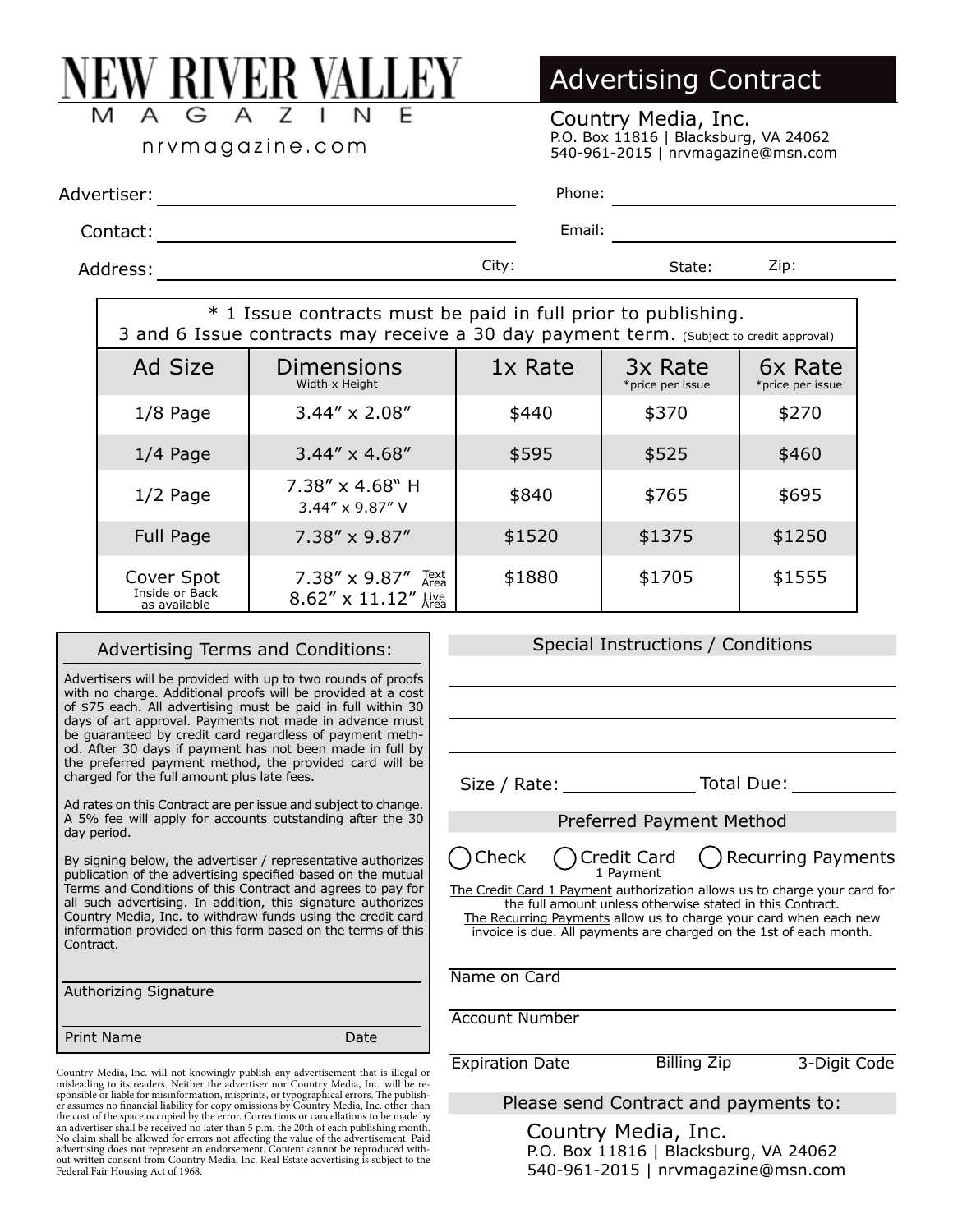# NEW RIVER VALLEY MAGAZINE

nrvmagazine.com

## Advertising Contract

Country Media, Inc.
P.O. Box 11816 | Blacksburg, VA 24062
540-961-2015 | nrvmagazine@msn.com

Advertiser: ______________________ Phone: ______________________

Contact: ______________________ Email: ______________________

Address: ______________________ City: __________ State: __________ Zip: __________

\* 1 Issue contracts must be paid in full prior to publishing.
3 and 6 Issue contracts may receive a 30 day payment term. (Subject to credit approval)

| Ad Size | Dimensions Width x Height | 1x Rate | 3x Rate *price per issue | 6x Rate *price per issue |
|---|---|---|---|---|
| 1/8 Page | 3.44″ x 2.08″ | $440 | $370 | $270 |
| 1/4 Page | 3.44″ x 4.68″ | $595 | $525 | $460 |
| 1/2 Page | 7.38″ x 4.68" H<br>3.44″ x 9.87″ V | $840 | $765 | $695 |
| Full Page | 7.38″ x 9.87″ | $1520 | $1375 | $1250 |
| Cover Spot Inside or Back as available | 7.38″ x 9.87″ Text Area<br>8.62″ x 11.12″ Live Area | $1880 | $1705 | $1555 |

### Advertising Terms and Conditions:

Advertisers will be provided with up to two rounds of proofs with no charge. Additional proofs will be provided at a cost of $75 each. All advertising must be paid in full within 30 days of art approval. Payments not made in advance must be guaranteed by credit card regardless of payment method. After 30 days if payment has not been made in full by the preferred payment method, the provided card will be charged for the full amount plus late fees.

Ad rates on this Contract are per issue and subject to change. A 5% fee will apply for accounts outstanding after the 30 day period.

By signing below, the advertiser / representative authorizes publication of the advertising specified based on the mutual Terms and Conditions of this Contract and agrees to pay for all such advertising. In addition, this signature authorizes Country Media, Inc. to withdraw funds using the credit card information provided on this form based on the terms of this Contract.

Authorizing Signature ______________________

Print Name ______________________ Date __________

Country Media, Inc. will not knowingly publish any advertisement that is illegal or misleading to its readers. Neither the advertiser nor Country Media, Inc. will be responsible or liable for misinformation, misprints, or typographical errors. The publisher assumes no financial liability for copy omissions by Country Media, Inc. other than the cost of the space occupied by the error. Corrections or cancellations to be made by an advertiser shall be received no later than 5 p.m. the 20th of each publishing month. No claim shall be allowed for errors not affecting the value of the advertisement. Paid advertising does not represent an endorsement. Content cannot be reproduced without written consent from Country Media, Inc. Real Estate advertising is subject to the Federal Fair Housing Act of 1968.

### Special Instructions / Conditions

______________________

______________________

______________________

Size / Rate: __________ Total Due: __________

### Preferred Payment Method

◯ Check ◯ Credit Card 1 Payment ◯ Recurring Payments

The Credit Card 1 Payment authorization allows us to charge your card for the full amount unless otherwise stated in this Contract.
The Recurring Payments allow us to charge your card when each new invoice is due. All payments are charged on the 1st of each month.

Name on Card ______________________

Account Number ______________________

Expiration Date __________ Billing Zip __________ 3-Digit Code __________

### Please send Contract and payments to:

Country Media, Inc.
P.O. Box 11816 | Blacksburg, VA 24062
540-961-2015 | nrvmagazine@msn.com